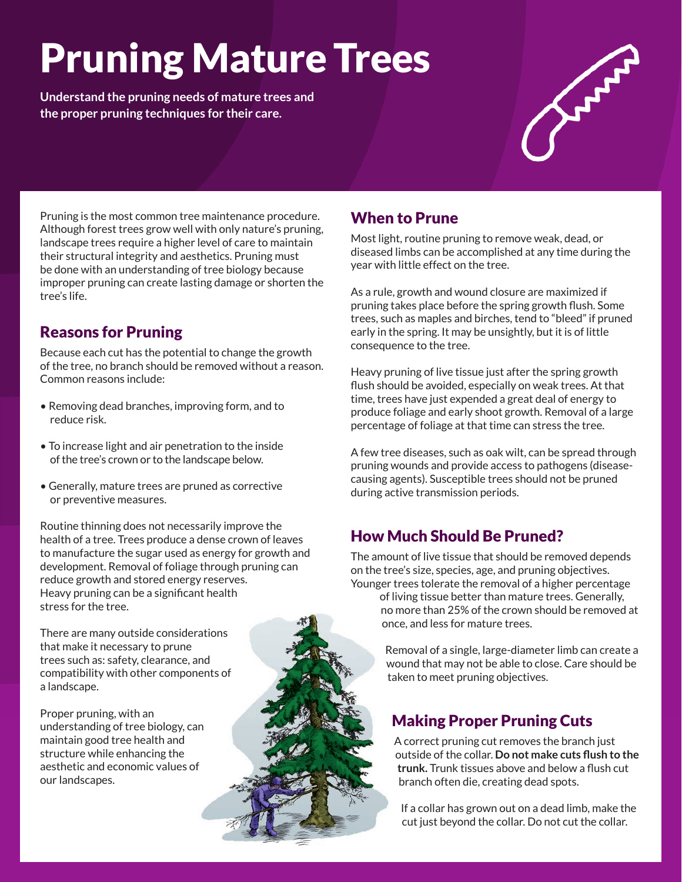# Pruning Mature Trees

**Understand the pruning needs of mature trees and the proper pruning techniques for their care.**

Pruning is the most common tree maintenance procedure. Although forest trees grow well with only nature's pruning, landscape trees require a higher level of care to maintain their structural integrity and aesthetics. Pruning must be done with an understanding of tree biology because improper pruning can create lasting damage or shorten the tree's life.

## Reasons for Pruning

Because each cut has the potential to change the growth of the tree, no branch should be removed without a reason. Common reasons include:

- Removing dead branches, improving form, and to reduce risk.
- To increase light and air penetration to the inside of the tree's crown or to the landscape below.
- Generally, mature trees are pruned as corrective or preventive measures.

Routine thinning does not necessarily improve the health of a tree. Trees produce a dense crown of leaves to manufacture the sugar used as energy for growth and development. Removal of foliage through pruning can reduce growth and stored energy reserves. Heavy pruning can be a significant health stress for the tree.

There are many outside considerations that make it necessary to prune trees such as: safety, clearance, and compatibility with other components of a landscape.

Proper pruning, with an understanding of tree biology, can maintain good tree health and structure while enhancing the aesthetic and economic values of our landscapes.

## When to Prune

Most light, routine pruning to remove weak, dead, or diseased limbs can be accomplished at any time during the year with little effect on the tree.

As a rule, growth and wound closure are maximized if pruning takes place before the spring growth flush. Some trees, such as maples and birches, tend to "bleed" if pruned early in the spring. It may be unsightly, but it is of little consequence to the tree.

Heavy pruning of live tissue just after the spring growth flush should be avoided, especially on weak trees. At that time, trees have just expended a great deal of energy to produce foliage and early shoot growth. Removal of a large percentage of foliage at that time can stress the tree.

A few tree diseases, such as oak wilt, can be spread through pruning wounds and provide access to pathogens (disease-causing agents). Susceptible trees should not be pruned during active transmission periods.

## How Much Should Be Pruned?

The amount of live tissue that should be removed depends on the tree's size, species, age, and pruning objectives. Younger trees tolerate the removal of a higher percentage of living tissue better than mature trees. Generally, no more than 25% of the crown should be removed at once, and less for mature trees.

Removal of a single, large-diameter limb can create a wound that may not be able to close. Care should be taken to meet pruning objectives.

## Making Proper Pruning Cuts

A correct pruning cut removes the branch just outside of the collar. **Do not make cuts flush to the trunk.** Trunk tissues above and below a flush cut branch often die, creating dead spots.

If a collar has grown out on a dead limb, make the cut just beyond the collar. Do not cut the collar.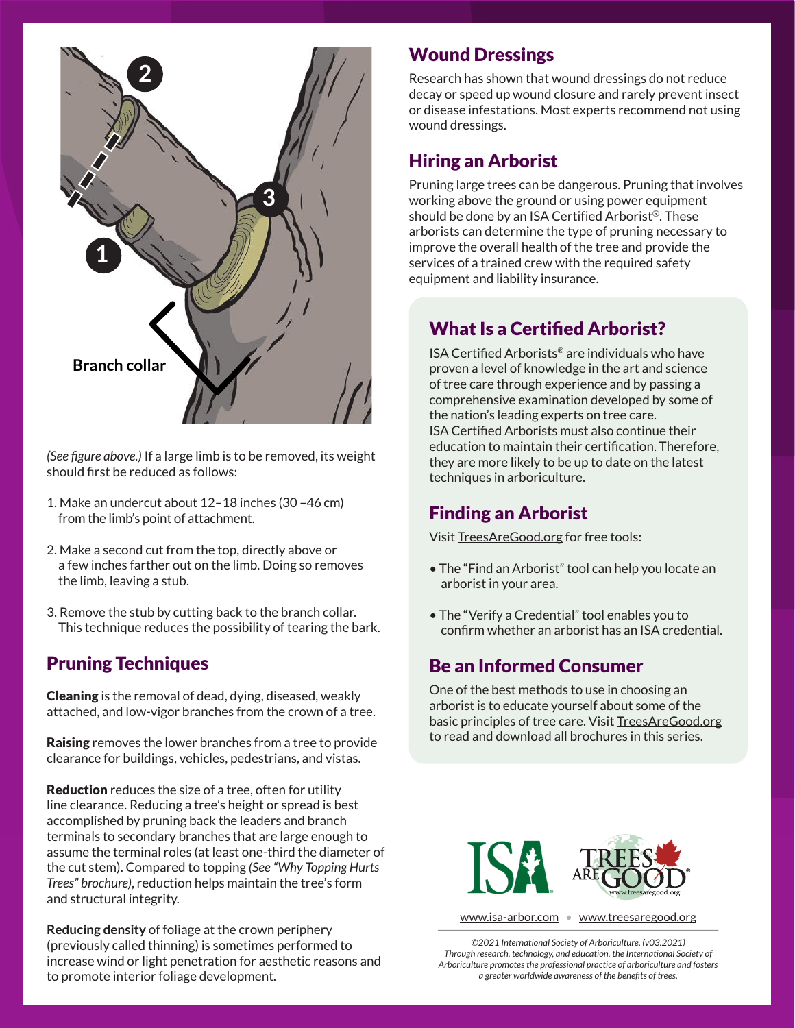Branch collar

1

2

3

*(See figure above.)* If a large limb is to be removed, its weight should first be reduced as follows:

1. Make an undercut about 12–18 inches (30 –46 cm) from the limb's point of attachment.
2. Make a second cut from the top, directly above or a few inches farther out on the limb. Doing so removes the limb, leaving a stub.
3. Remove the stub by cutting back to the branch collar. This technique reduces the possibility of tearing the bark.

## Pruning Techniques

**Cleaning** is the removal of dead, dying, diseased, weakly attached, and low-vigor branches from the crown of a tree.

**Raising** removes the lower branches from a tree to provide clearance for buildings, vehicles, pedestrians, and vistas.

**Reduction** reduces the size of a tree, often for utility line clearance. Reducing a tree's height or spread is best accomplished by pruning back the leaders and branch terminals to secondary branches that are large enough to assume the terminal roles (at least one-third the diameter of the cut stem). Compared to topping *(See "Why Topping Hurts Trees" brochure)*, reduction helps maintain the tree's form and structural integrity.

**Reducing density** of foliage at the crown periphery (previously called thinning) is sometimes performed to increase wind or light penetration for aesthetic reasons and to promote interior foliage development.

## Wound Dressings

Research has shown that wound dressings do not reduce decay or speed up wound closure and rarely prevent insect or disease infestations. Most experts recommend not using wound dressings.

## Hiring an Arborist

Pruning large trees can be dangerous. Pruning that involves working above the ground or using power equipment should be done by an ISA Certified Arborist®. These arborists can determine the type of pruning necessary to improve the overall health of the tree and provide the services of a trained crew with the required safety equipment and liability insurance.

## What Is a Certified Arborist?

ISA Certified Arborists® are individuals who have proven a level of knowledge in the art and science of tree care through experience and by passing a comprehensive examination developed by some of the nation's leading experts on tree care. ISA Certified Arborists must also continue their education to maintain their certification. Therefore, they are more likely to be up to date on the latest techniques in arboriculture.

## Finding an Arborist

Visit TreesAreGood.org for free tools:

- The "Find an Arborist" tool can help you locate an arborist in your area.
- The "Verify a Credential" tool enables you to confirm whether an arborist has an ISA credential.

## Be an Informed Consumer

One of the best methods to use in choosing an arborist is to educate yourself about some of the basic principles of tree care. Visit TreesAreGood.org to read and download all brochures in this series.

ISA

TREES ARE GOOD® www.treesaregood.org

www.isa-arbor.com • www.treesaregood.org

*©2021 International Society of Arboriculture. (v03.2021)*
*Through research, technology, and education, the International Society of Arboriculture promotes the professional practice of arboriculture and fosters a greater worldwide awareness of the benefits of trees.*